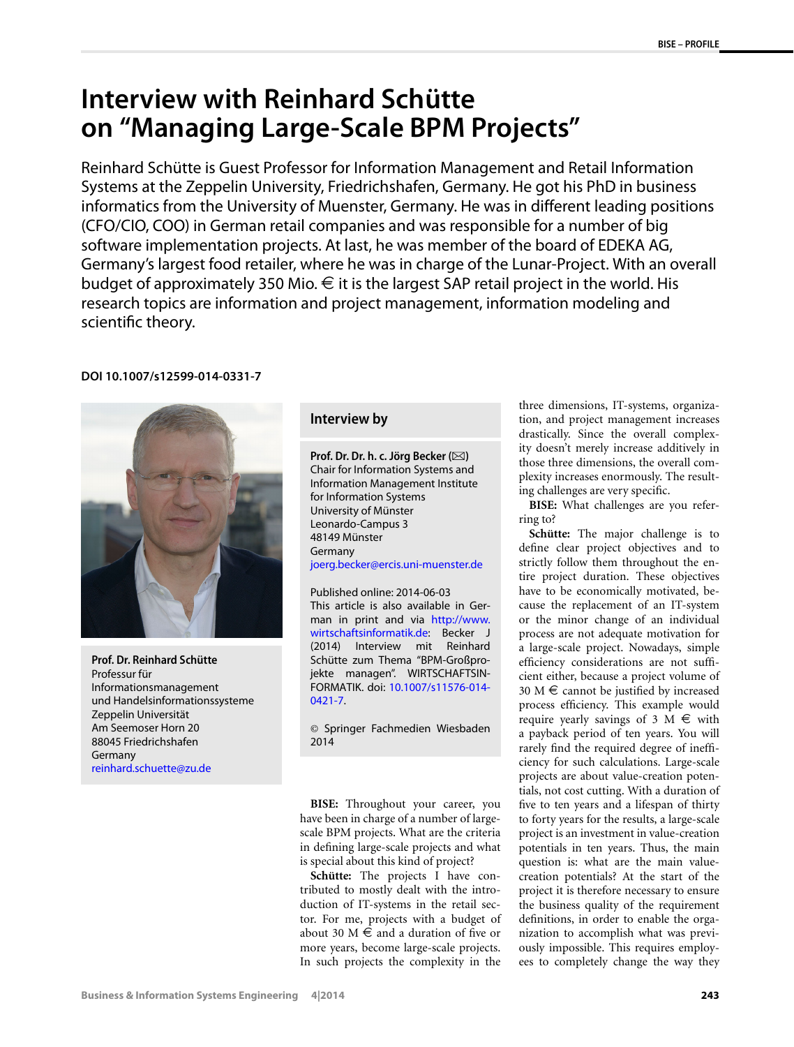# Interview with Reinhard Schütte on "Managing Large-Scale BPM Projects"

Reinhard Schütte is Guest Professor for Information Management and Retail Information Systems at the Zeppelin University, Friedrichshafen, Germany. He got his PhD in business informatics from the University of Muenster, Germany. He was in different leading positions (CFO/CIO, COO) in German retail companies and was responsible for a number of big software implementation projects. At last, he was member of the board of EDEKA AG, Germany's largest food retailer, where he was in charge of the Lunar-Project. With an overall budget of approximately 350 Mio. € it is the largest SAP retail project in the world. His research topics are information and project management, information modeling and scientific theory.

**DOI 10.1007/s12599-014-0331-7**

**Prof. Dr. Reinhard Schütte**
Professur für Informationsmanagement und Handelsinformationssysteme
Zeppelin Universität
Am Seemoser Horn 20
88045 Friedrichshafen
Germany
reinhard.schuette@zu.de

## Interview by

**Prof. Dr. Dr. h. c. Jörg Becker** (✉)
Chair for Information Systems and Information Management Institute for Information Systems
University of Münster
Leonardo-Campus 3
48149 Münster
Germany
joerg.becker@ercis.uni-muenster.de

Published online: 2014-06-03

This article is also available in German in print and via http://www.wirtschaftsinformatik.de: Becker J (2014) Interview mit Reinhard Schütte zum Thema "BPM-Großprojekte managen". WIRTSCHAFTSINFORMATIK. doi: 10.1007/s11576-014-0421-7.

© Springer Fachmedien Wiesbaden 2014

**BISE:** Throughout your career, you have been in charge of a number of large-scale BPM projects. What are the criteria in defining large-scale projects and what is special about this kind of project?

**Schütte:** The projects I have contributed to mostly dealt with the introduction of IT-systems in the retail sector. For me, projects with a budget of about 30 M € and a duration of five or more years, become large-scale projects. In such projects the complexity in the three dimensions, IT-systems, organization, and project management increases drastically. Since the overall complexity doesn't merely increase additively in those three dimensions, the overall complexity increases enormously. The resulting challenges are very specific.

**BISE:** What challenges are you referring to?

**Schütte:** The major challenge is to define clear project objectives and to strictly follow them throughout the entire project duration. These objectives have to be economically motivated, because the replacement of an IT-system or the minor change of an individual process are not adequate motivation for a large-scale project. Nowadays, simple efficiency considerations are not sufficient either, because a project volume of 30 M € cannot be justified by increased process efficiency. This example would require yearly savings of 3 M € with a payback period of ten years. You will rarely find the required degree of inefficiency for such calculations. Large-scale projects are about value-creation potentials, not cost cutting. With a duration of five to ten years and a lifespan of thirty to forty years for the results, a large-scale project is an investment in value-creation potentials in ten years. Thus, the main question is: what are the main value-creation potentials? At the start of the project it is therefore necessary to ensure the business quality of the requirement definitions, in order to enable the organization to accomplish what was previously impossible. This requires employees to completely change the way they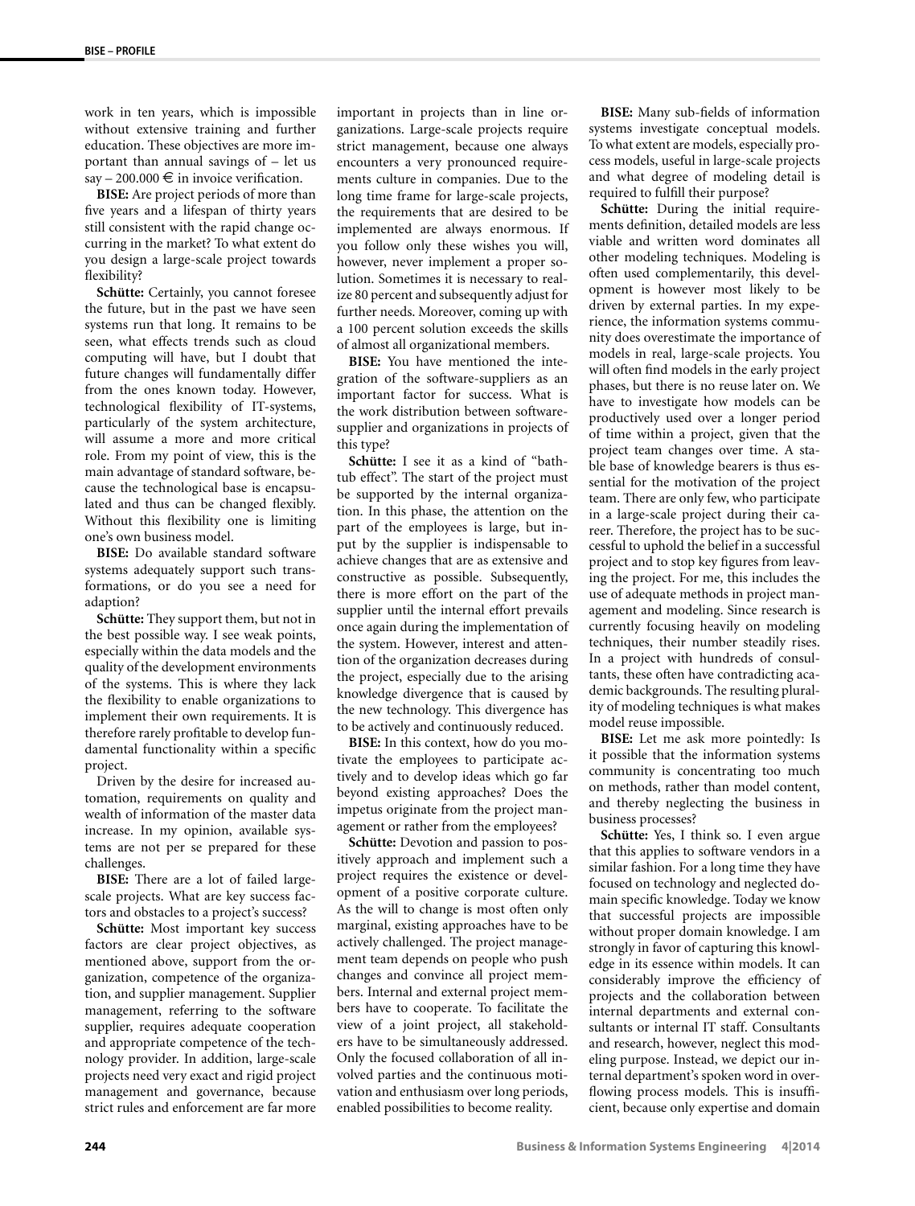work in ten years, which is impossible without extensive training and further education. These objectives are more important than annual savings of – let us say – 200.000 € in invoice verification.

**BISE:** Are project periods of more than five years and a lifespan of thirty years still consistent with the rapid change occurring in the market? To what extent do you design a large-scale project towards flexibility?

**Schütte:** Certainly, you cannot foresee the future, but in the past we have seen systems run that long. It remains to be seen, what effects trends such as cloud computing will have, but I doubt that future changes will fundamentally differ from the ones known today. However, technological flexibility of IT-systems, particularly of the system architecture, will assume a more and more critical role. From my point of view, this is the main advantage of standard software, because the technological base is encapsulated and thus can be changed flexibly. Without this flexibility one is limiting one's own business model.

**BISE:** Do available standard software systems adequately support such transformations, or do you see a need for adaption?

**Schütte:** They support them, but not in the best possible way. I see weak points, especially within the data models and the quality of the development environments of the systems. This is where they lack the flexibility to enable organizations to implement their own requirements. It is therefore rarely profitable to develop fundamental functionality within a specific project.

Driven by the desire for increased automation, requirements on quality and wealth of information of the master data increase. In my opinion, available systems are not per se prepared for these challenges.

**BISE:** There are a lot of failed large-scale projects. What are key success factors and obstacles to a project's success?

**Schütte:** Most important key success factors are clear project objectives, as mentioned above, support from the organization, competence of the organization, and supplier management. Supplier management, referring to the software supplier, requires adequate cooperation and appropriate competence of the technology provider. In addition, large-scale projects need very exact and rigid project management and governance, because strict rules and enforcement are far more important in projects than in line organizations. Large-scale projects require strict management, because one always encounters a very pronounced requirements culture in companies. Due to the long time frame for large-scale projects, the requirements that are desired to be implemented are always enormous. If you follow only these wishes you will, however, never implement a proper solution. Sometimes it is necessary to realize 80 percent and subsequently adjust for further needs. Moreover, coming up with a 100 percent solution exceeds the skills of almost all organizational members.

**BISE:** You have mentioned the integration of the software-suppliers as an important factor for success. What is the work distribution between software-supplier and organizations in projects of this type?

**Schütte:** I see it as a kind of "bathtub effect". The start of the project must be supported by the internal organization. In this phase, the attention on the part of the employees is large, but input by the supplier is indispensable to achieve changes that are as extensive and constructive as possible. Subsequently, there is more effort on the part of the supplier until the internal effort prevails once again during the implementation of the system. However, interest and attention of the organization decreases during the project, especially due to the arising knowledge divergence that is caused by the new technology. This divergence has to be actively and continuously reduced.

**BISE:** In this context, how do you motivate the employees to participate actively and to develop ideas which go far beyond existing approaches? Does the impetus originate from the project management or rather from the employees?

**Schütte:** Devotion and passion to positively approach and implement such a project requires the existence or development of a positive corporate culture. As the will to change is most often only marginal, existing approaches have to be actively challenged. The project management team depends on people who push changes and convince all project members. Internal and external project members have to cooperate. To facilitate the view of a joint project, all stakeholders have to be simultaneously addressed. Only the focused collaboration of all involved parties and the continuous motivation and enthusiasm over long periods, enabled possibilities to become reality.

**BISE:** Many sub-fields of information systems investigate conceptual models. To what extent are models, especially process models, useful in large-scale projects and what degree of modeling detail is required to fulfill their purpose?

**Schütte:** During the initial requirements definition, detailed models are less viable and written word dominates all other modeling techniques. Modeling is often used complementarily, this development is however most likely to be driven by external parties. In my experience, the information systems community does overestimate the importance of models in real, large-scale projects. You will often find models in the early project phases, but there is no reuse later on. We have to investigate how models can be productively used over a longer period of time within a project, given that the project team changes over time. A stable base of knowledge bearers is thus essential for the motivation of the project team. There are only few, who participate in a large-scale project during their career. Therefore, the project has to be successful to uphold the belief in a successful project and to stop key figures from leaving the project. For me, this includes the use of adequate methods in project management and modeling. Since research is currently focusing heavily on modeling techniques, their number steadily rises. In a project with hundreds of consultants, these often have contradicting academic backgrounds. The resulting plurality of modeling techniques is what makes model reuse impossible.

**BISE:** Let me ask more pointedly: Is it possible that the information systems community is concentrating too much on methods, rather than model content, and thereby neglecting the business in business processes?

**Schütte:** Yes, I think so. I even argue that this applies to software vendors in a similar fashion. For a long time they have focused on technology and neglected domain specific knowledge. Today we know that successful projects are impossible without proper domain knowledge. I am strongly in favor of capturing this knowledge in its essence within models. It can considerably improve the efficiency of projects and the collaboration between internal departments and external consultants or internal IT staff. Consultants and research, however, neglect this modeling purpose. Instead, we depict our internal department's spoken word in overflowing process models. This is insufficient, because only expertise and domain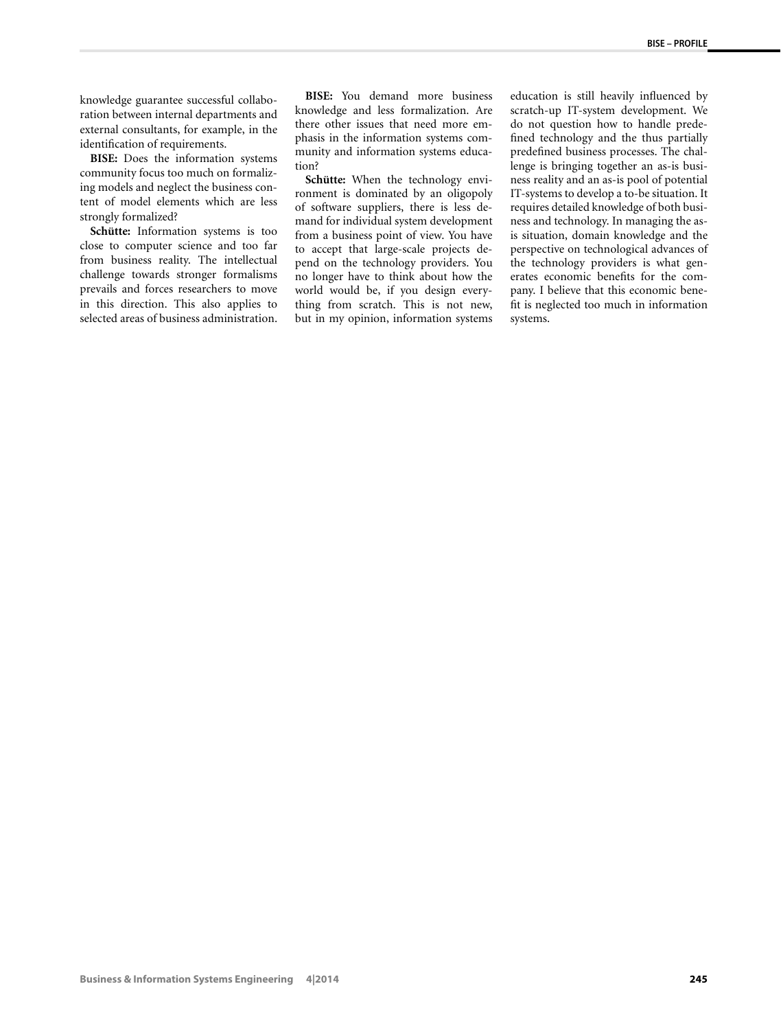knowledge guarantee successful collaboration between internal departments and external consultants, for example, in the identification of requirements.

**BISE:** Does the information systems community focus too much on formalizing models and neglect the business content of model elements which are less strongly formalized?

**Schütte:** Information systems is too close to computer science and too far from business reality. The intellectual challenge towards stronger formalisms prevails and forces researchers to move in this direction. This also applies to selected areas of business administration.

**BISE:** You demand more business knowledge and less formalization. Are there other issues that need more emphasis in the information systems community and information systems education?

**Schütte:** When the technology environment is dominated by an oligopoly of software suppliers, there is less demand for individual system development from a business point of view. You have to accept that large-scale projects depend on the technology providers. You no longer have to think about how the world would be, if you design everything from scratch. This is not new, but in my opinion, information systems education is still heavily influenced by scratch-up IT-system development. We do not question how to handle predefined technology and the thus partially predefined business processes. The challenge is bringing together an as-is business reality and an as-is pool of potential IT-systems to develop a to-be situation. It requires detailed knowledge of both business and technology. In managing the as-is situation, domain knowledge and the perspective on technological advances of the technology providers is what generates economic benefits for the company. I believe that this economic benefit is neglected too much in information systems.